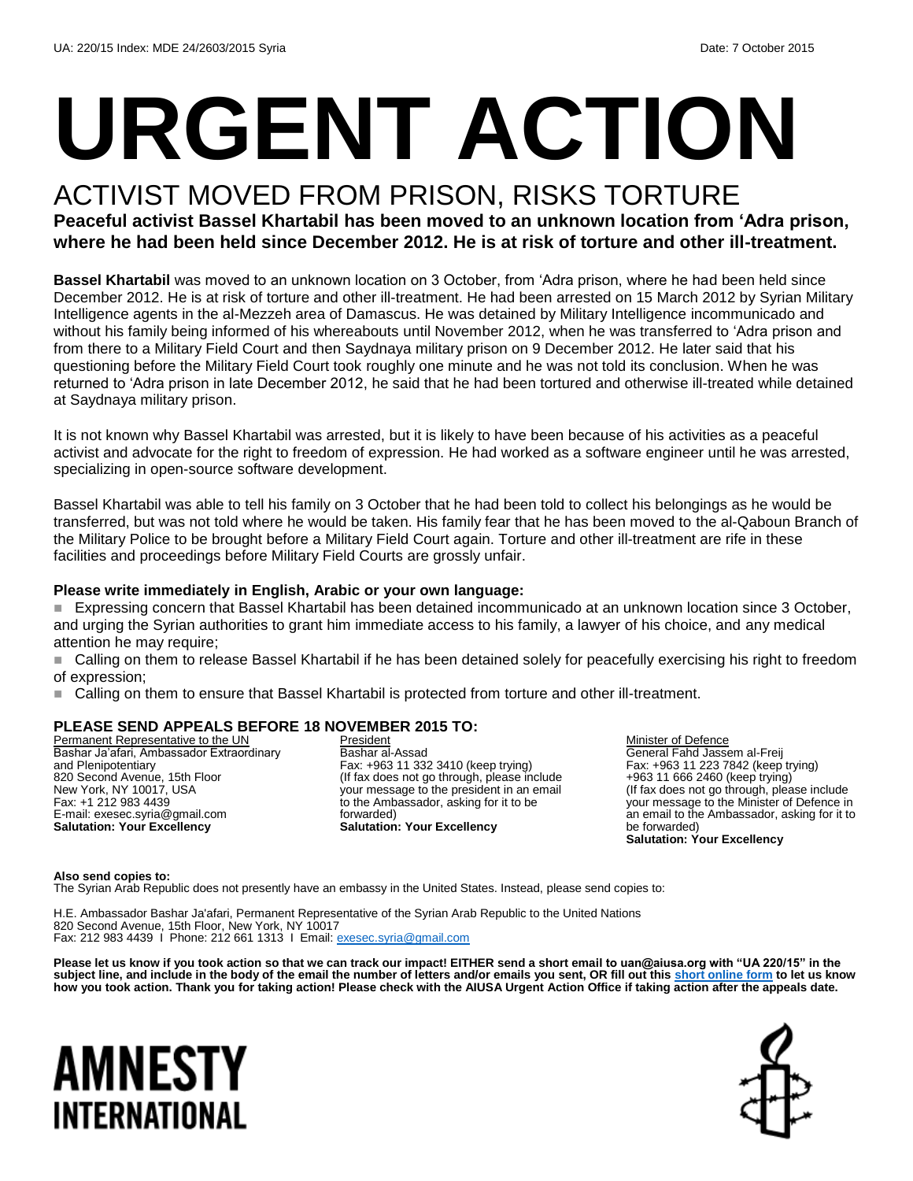UA: 220/15 Index: MDE 24/2603/2015 Syria Date: 7 October 2015

# URGENT ACTION

## ACTIVIST MOVED FROM PRISON, RISKS TORTURE

**Peaceful activist Bassel Khartabil has been moved to an unknown location from 'Adra prison, where he had been held since December 2012. He is at risk of torture and other ill-treatment.**

**Bassel Khartabil** was moved to an unknown location on 3 October, from 'Adra prison, where he had been held since December 2012. He is at risk of torture and other ill-treatment. He had been arrested on 15 March 2012 by Syrian Military Intelligence agents in the al-Mezzeh area of Damascus. He was detained by Military Intelligence incommunicado and without his family being informed of his whereabouts until November 2012, when he was transferred to 'Adra prison and from there to a Military Field Court and then Saydnaya military prison on 9 December 2012. He later said that his questioning before the Military Field Court took roughly one minute and he was not told its conclusion. When he was returned to 'Adra prison in late December 2012, he said that he had been tortured and otherwise ill-treated while detained at Saydnaya military prison.

It is not known why Bassel Khartabil was arrested, but it is likely to have been because of his activities as a peaceful activist and advocate for the right to freedom of expression. He had worked as a software engineer until he was arrested, specializing in open-source software development.

Bassel Khartabil was able to tell his family on 3 October that he had been told to collect his belongings as he would be transferred, but was not told where he would be taken. His family fear that he has been moved to the al-Qaboun Branch of the Military Police to be brought before a Military Field Court again. Torture and other ill-treatment are rife in these facilities and proceedings before Military Field Courts are grossly unfair.

**Please write immediately in English, Arabic or your own language:**

- Expressing concern that Bassel Khartabil has been detained incommunicado at an unknown location since 3 October, and urging the Syrian authorities to grant him immediate access to his family, a lawyer of his choice, and any medical attention he may require;
- Calling on them to release Bassel Khartabil if he has been detained solely for peacefully exercising his right to freedom of expression;
- Calling on them to ensure that Bassel Khartabil is protected from torture and other ill-treatment.

**PLEASE SEND APPEALS BEFORE 18 NOVEMBER 2015 TO:**

Permanent Representative to the UN
Bashar Ja'afari, Ambassador Extraordinary and Plenipotentiary
820 Second Avenue, 15th Floor
New York, NY 10017, USA
Fax: +1 212 983 4439
E-mail: exesec.syria@gmail.com
**Salutation: Your Excellency**

President
Bashar al-Assad
Fax: +963 11 332 3410 (keep trying)
(If fax does not go through, please include your message to the president in an email to the Ambassador, asking for it to be forwarded)
**Salutation: Your Excellency**

Minister of Defence
General Fahd Jassem al-Freij
Fax: +963 11 223 7842 (keep trying)
+963 11 666 2460 (keep trying)
(If fax does not go through, please include your message to the Minister of Defence in an email to the Ambassador, asking for it to be forwarded)
**Salutation: Your Excellency**

**Also send copies to:**
The Syrian Arab Republic does not presently have an embassy in the United States. Instead, please send copies to:

H.E. Ambassador Bashar Ja'afari, Permanent Representative of the Syrian Arab Republic to the United Nations
820 Second Avenue, 15th Floor, New York, NY 10017
Fax: 212 983 4439 I Phone: 212 661 1313 I Email: exesec.syria@gmail.com

**Please let us know if you took action so that we can track our impact! EITHER send a short email to uan@aiusa.org with "UA 220/15" in the subject line, and include in the body of the email the number of letters and/or emails you sent, OR fill out this short online form to let us know how you took action. Thank you for taking action! Please check with the AIUSA Urgent Action Office if taking action after the appeals date.**

AMNESTY INTERNATIONAL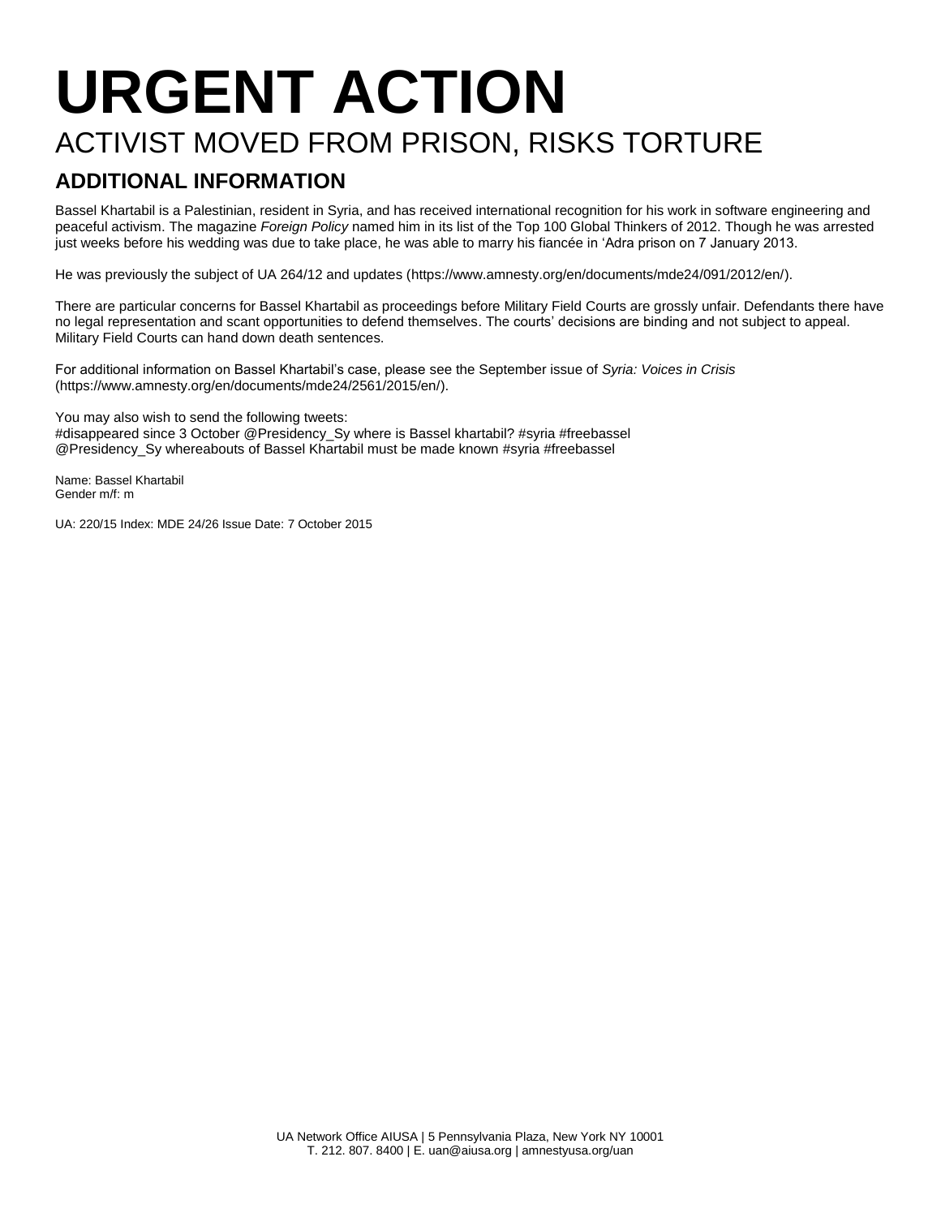# URGENT ACTION

## ACTIVIST MOVED FROM PRISON, RISKS TORTURE

### ADDITIONAL INFORMATION

Bassel Khartabil is a Palestinian, resident in Syria, and has received international recognition for his work in software engineering and peaceful activism. The magazine *Foreign Policy* named him in its list of the Top 100 Global Thinkers of 2012. Though he was arrested just weeks before his wedding was due to take place, he was able to marry his fiancée in 'Adra prison on 7 January 2013.

He was previously the subject of UA 264/12 and updates (https://www.amnesty.org/en/documents/mde24/091/2012/en/).

There are particular concerns for Bassel Khartabil as proceedings before Military Field Courts are grossly unfair. Defendants there have no legal representation and scant opportunities to defend themselves. The courts' decisions are binding and not subject to appeal. Military Field Courts can hand down death sentences.

For additional information on Bassel Khartabil's case, please see the September issue of *Syria: Voices in Crisis* (https://www.amnesty.org/en/documents/mde24/2561/2015/en/).

You may also wish to send the following tweets:
#disappeared since 3 October @Presidency_Sy where is Bassel khartabil? #syria #freebassel
@Presidency_Sy whereabouts of Bassel Khartabil must be made known #syria #freebassel

Name: Bassel Khartabil
Gender m/f: m

UA: 220/15 Index: MDE 24/26 Issue Date: 7 October 2015

UA Network Office AIUSA | 5 Pennsylvania Plaza, New York NY 10001
T. 212. 807. 8400 | E. uan@aiusa.org | amnestyusa.org/uan